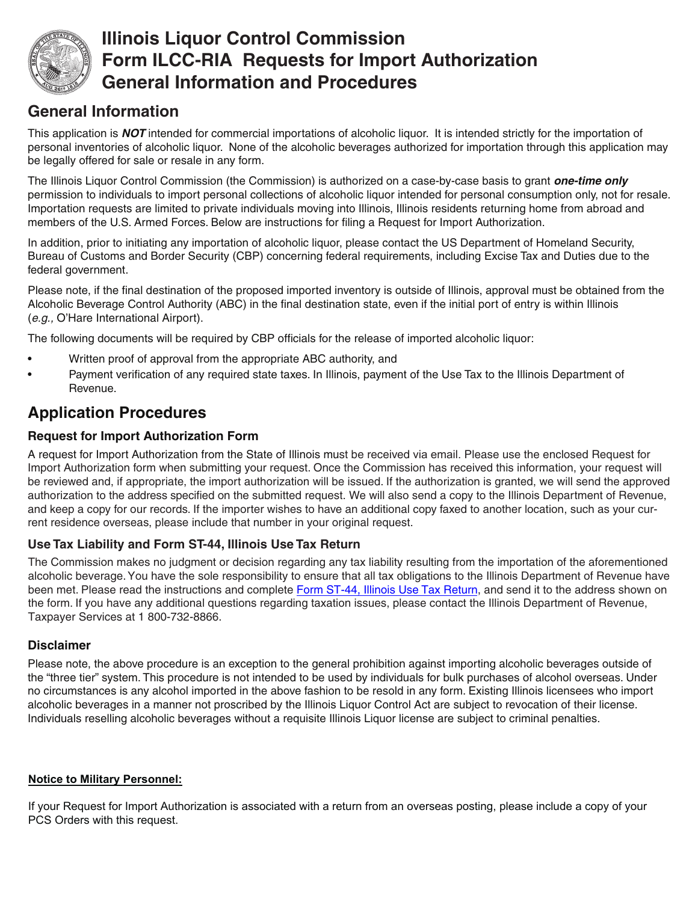# Illinois Liquor Control Commission
# Form ILCC-RIA Requests for Import Authorization
# General Information and Procedures

## General Information

This application is ***NOT*** intended for commercial importations of alcoholic liquor. It is intended strictly for the importation of personal inventories of alcoholic liquor. None of the alcoholic beverages authorized for importation through this application may be legally offered for sale or resale in any form.

The Illinois Liquor Control Commission (the Commission) is authorized on a case-by-case basis to grant ***one-time only*** permission to individuals to import personal collections of alcoholic liquor intended for personal consumption only, not for resale. Importation requests are limited to private individuals moving into Illinois, Illinois residents returning home from abroad and members of the U.S. Armed Forces. Below are instructions for filing a Request for Import Authorization.

In addition, prior to initiating any importation of alcoholic liquor, please contact the US Department of Homeland Security, Bureau of Customs and Border Security (CBP) concerning federal requirements, including Excise Tax and Duties due to the federal government.

Please note, if the final destination of the proposed imported inventory is outside of Illinois, approval must be obtained from the Alcoholic Beverage Control Authority (ABC) in the final destination state, even if the initial port of entry is within Illinois (*e.g.,* O'Hare International Airport).

The following documents will be required by CBP officials for the release of imported alcoholic liquor:

- Written proof of approval from the appropriate ABC authority, and
- Payment verification of any required state taxes. In Illinois, payment of the Use Tax to the Illinois Department of Revenue.

## Application Procedures

### Request for Import Authorization Form

A request for Import Authorization from the State of Illinois must be received via email. Please use the enclosed Request for Import Authorization form when submitting your request. Once the Commission has received this information, your request will be reviewed and, if appropriate, the import authorization will be issued. If the authorization is granted, we will send the approved authorization to the address specified on the submitted request. We will also send a copy to the Illinois Department of Revenue, and keep a copy for our records. If the importer wishes to have an additional copy faxed to another location, such as your current residence overseas, please include that number in your original request.

### Use Tax Liability and Form ST-44, Illinois Use Tax Return

The Commission makes no judgment or decision regarding any tax liability resulting from the importation of the aforementioned alcoholic beverage. You have the sole responsibility to ensure that all tax obligations to the Illinois Department of Revenue have been met. Please read the instructions and complete Form ST-44, Illinois Use Tax Return, and send it to the address shown on the form. If you have any additional questions regarding taxation issues, please contact the Illinois Department of Revenue, Taxpayer Services at 1 800-732-8866.

### Disclaimer

Please note, the above procedure is an exception to the general prohibition against importing alcoholic beverages outside of the "three tier" system. This procedure is not intended to be used by individuals for bulk purchases of alcohol overseas. Under no circumstances is any alcohol imported in the above fashion to be resold in any form. Existing Illinois licensees who import alcoholic beverages in a manner not proscribed by the Illinois Liquor Control Act are subject to revocation of their license. Individuals reselling alcoholic beverages without a requisite Illinois Liquor license are subject to criminal penalties.

**Notice to Military Personnel:**

If your Request for Import Authorization is associated with a return from an overseas posting, please include a copy of your PCS Orders with this request.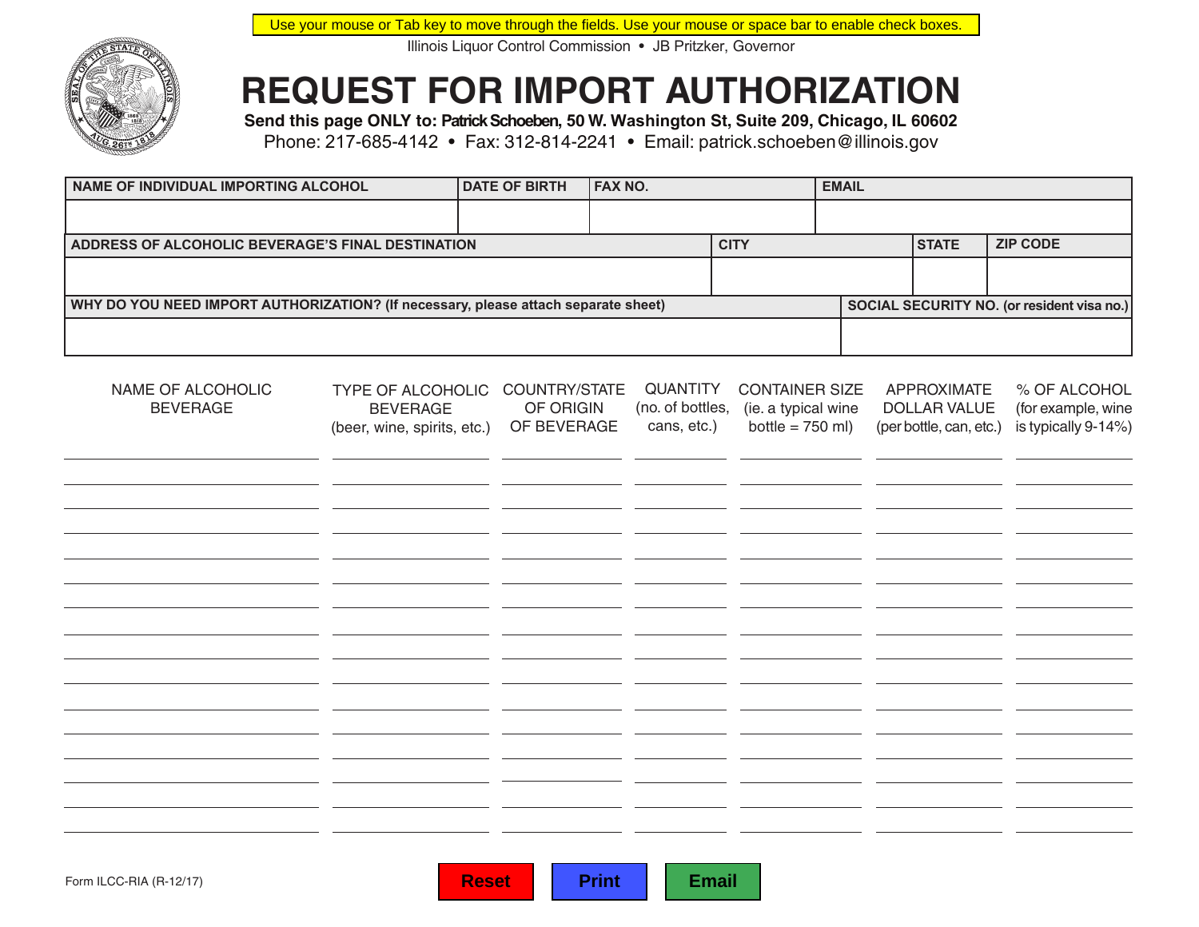Use your mouse or Tab key to move through the fields. Use your mouse or space bar to enable check boxes.

Illinois Liquor Control Commission • JB Pritzker, Governor

# REQUEST FOR IMPORT AUTHORIZATION

**Send this page ONLY to: Patrick Schoeben, 50 W. Washington St, Suite 209, Chicago, IL 60602**

Phone: 217-685-4142 • Fax: 312-814-2241 • Email: patrick.schoeben@illinois.gov

| NAME OF INDIVIDUAL IMPORTING ALCOHOL | DATE OF BIRTH | FAX NO. | EMAIL |
|---|---|---|---|
| | | | |

| ADDRESS OF ALCOHOLIC BEVERAGE'S FINAL DESTINATION | CITY | STATE | ZIP CODE |
|---|---|---|---|
| | | | |

| WHY DO YOU NEED IMPORT AUTHORIZATION? (If necessary, please attach separate sheet) | SOCIAL SECURITY NO. (or resident visa no.) |
|---|---|
| | |

| NAME OF ALCOHOLIC BEVERAGE | TYPE OF ALCOHOLIC BEVERAGE (beer, wine, spirits, etc.) | COUNTRY/STATE OF ORIGIN OF BEVERAGE | QUANTITY (no. of bottles, cans, etc.) | CONTAINER SIZE (ie. a typical wine bottle = 750 ml) | APPROXIMATE DOLLAR VALUE (per bottle, can, etc.) | % OF ALCOHOL (for example, wine is typically 9-14%) |
|---|---|---|---|---|---|---|
| | | | | | | |
| | | | | | | |
| | | | | | | |
| | | | | | | |
| | | | | | | |
| | | | | | | |
| | | | | | | |
| | | | | | | |
| | | | | | | |
| | | | | | | |
| | | | | | | |
| | | | | | | |
| | | | | | | |
| | | | | | | |
| | | | | | | |
| | | | | | | |

Form ILCC-RIA (R-12/17)

Reset | Print | Email